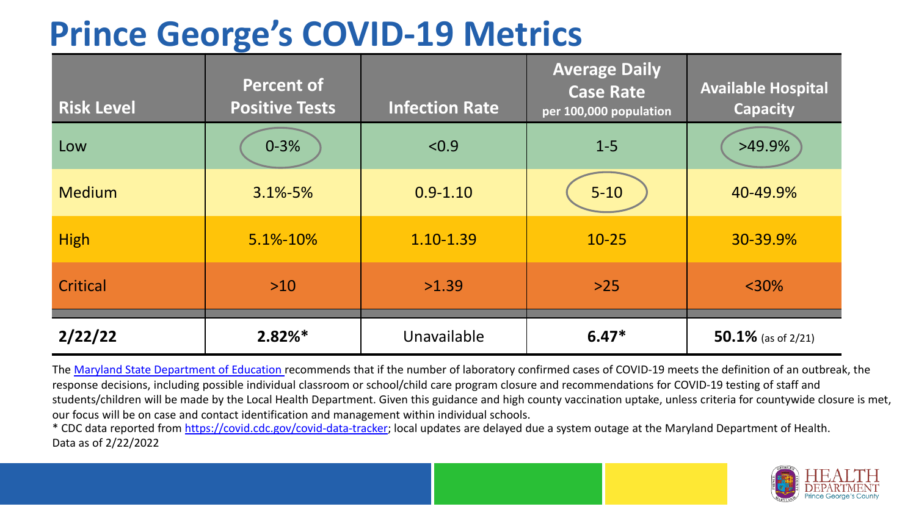# Prince George's COVID-19 Metrics

| Risk Level | Percent of Positive Tests | Infection Rate | Average Daily Case Rate per 100,000 population | Available Hospital Capacity |
|---|---|---|---|---|
| Low | 0-3% | <0.9 | 1-5 | >49.9% |
| Medium | 3.1%-5% | 0.9-1.10 | 5-10 | 40-49.9% |
| High | 5.1%-10% | 1.10-1.39 | 10-25 | 30-39.9% |
| Critical | >10 | >1.39 | >25 | <30% |
| **2/22/22** | **2.82%*** | Unavailable | **6.47*** | **50.1%** (as of 2/21) |

The Maryland State Department of Education recommends that if the number of laboratory confirmed cases of COVID-19 meets the definition of an outbreak, the response decisions, including possible individual classroom or school/child care program closure and recommendations for COVID-19 testing of staff and students/children will be made by the Local Health Department. Given this guidance and high county vaccination uptake, unless criteria for countywide closure is met, our focus will be on case and contact identification and management within individual schools.

* CDC data reported from https://covid.cdc.gov/covid-data-tracker; local updates are delayed due a system outage at the Maryland Department of Health.

Data as of 2/22/2022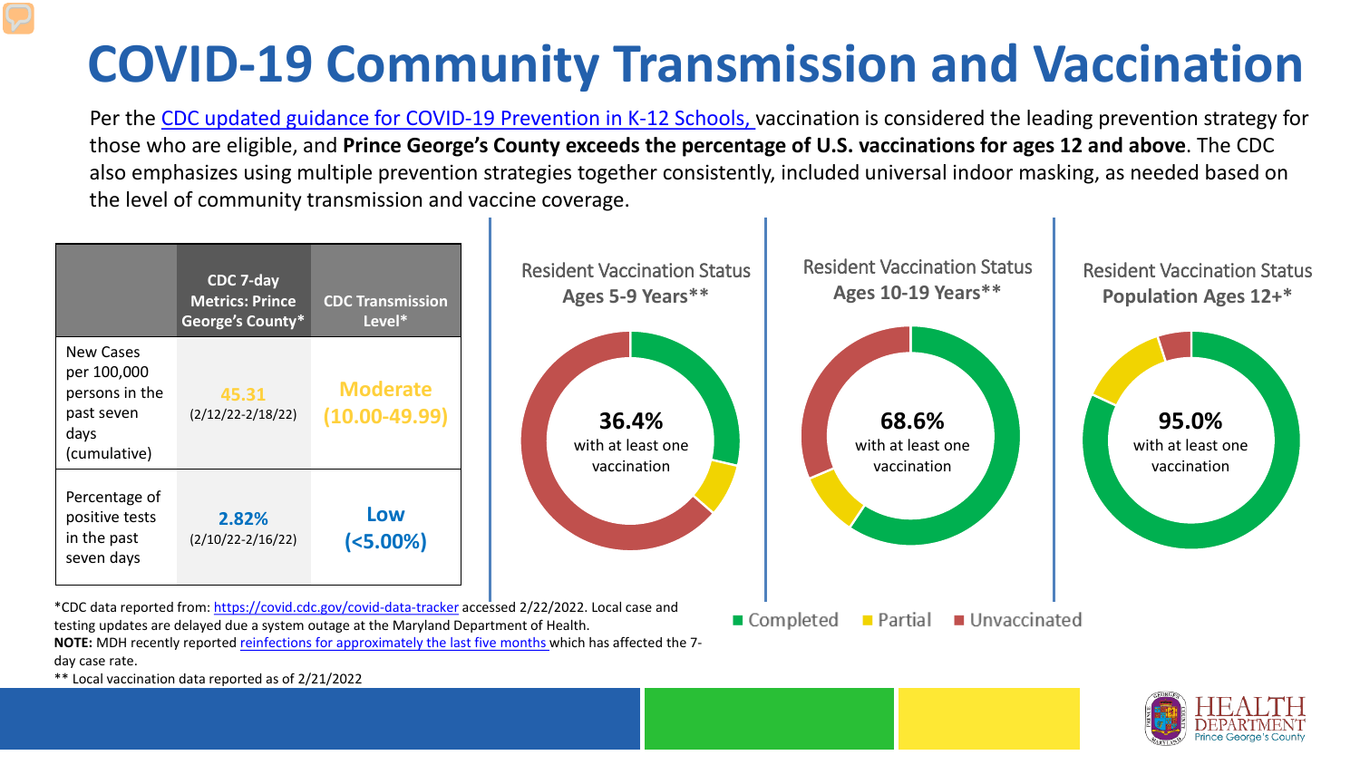# COVID-19 Community Transmission and Vaccination

Per the [CDC updated guidance for COVID-19 Prevention in K-12 Schools,](#) vaccination is considered the leading prevention strategy for those who are eligible, and **Prince George's County exceeds the percentage of U.S. vaccinations for ages 12 and above**. The CDC also emphasizes using multiple prevention strategies together consistently, included universal indoor masking, as needed based on the level of community transmission and vaccine coverage.

| | CDC 7-day Metrics: Prince George's County* | CDC Transmission Level* |
|---|---|---|
| New Cases per 100,000 persons in the past seven days (cumulative) | 45.31 (2/12/22-2/18/22) | Moderate (10.00-49.99) |
| Percentage of positive tests in the past seven days | 2.82% (2/10/22-2/16/22) | Low (<5.00%) |

**Resident Vaccination Status Ages 5-9 Years****

36.4% with at least one vaccination

**Resident Vaccination Status Ages 10-19 Years****

68.6% with at least one vaccination

**Resident Vaccination Status Population Ages 12+***

95.0% with at least one vaccination

■ Completed ■ Partial ■ Unvaccinated

*CDC data reported from: https://covid.cdc.gov/covid-data-tracker accessed 2/22/2022. Local case and testing updates are delayed due a system outage at the Maryland Department of Health.

**NOTE:** MDH recently reported [reinfections for approximately the last five months](#) which has affected the 7-day case rate.

** Local vaccination data reported as of 2/21/2022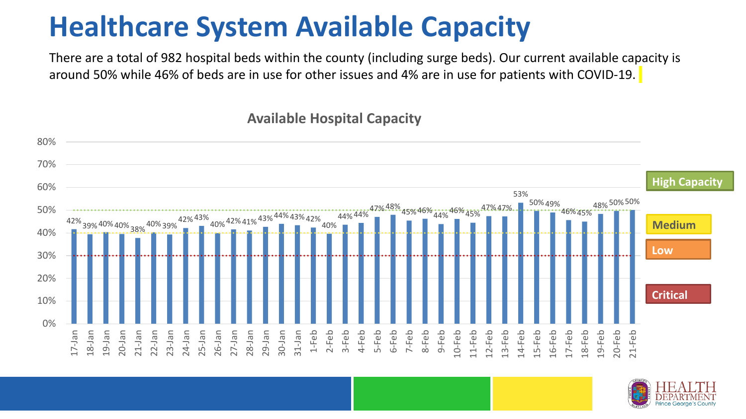# Healthcare System Available Capacity

There are a total of 982 hospital beds within the county (including surge beds). Our current available capacity is around 50% while 46% of beds are in use for other issues and 4% are in use for patients with COVID-19.

**Available Hospital Capacity**

80%
70%
60%
50%
40%
30%
20%
10%
0%

42% 39% 40% 40% 38% 40% 39% 42% 43% 40% 42% 41% 43% 44% 43% 42% 40% 44% 44% 47% 48% 45% 46% 44% 46% 45% 47% 47% 53% 50% 49% 46% 45% 48% 50% 50%

17-Jan 18-Jan 19-Jan 20-Jan 21-Jan 22-Jan 23-Jan 24-Jan 25-Jan 26-Jan 27-Jan 28-Jan 29-Jan 30-Jan 31-Jan 1-Feb 2-Feb 3-Feb 4-Feb 5-Feb 6-Feb 7-Feb 8-Feb 9-Feb 10-Feb 11-Feb 12-Feb 13-Feb 14-Feb 15-Feb 16-Feb 17-Feb 18-Feb 19-Feb 20-Feb 21-Feb

High Capacity

Medium

Low

Critical